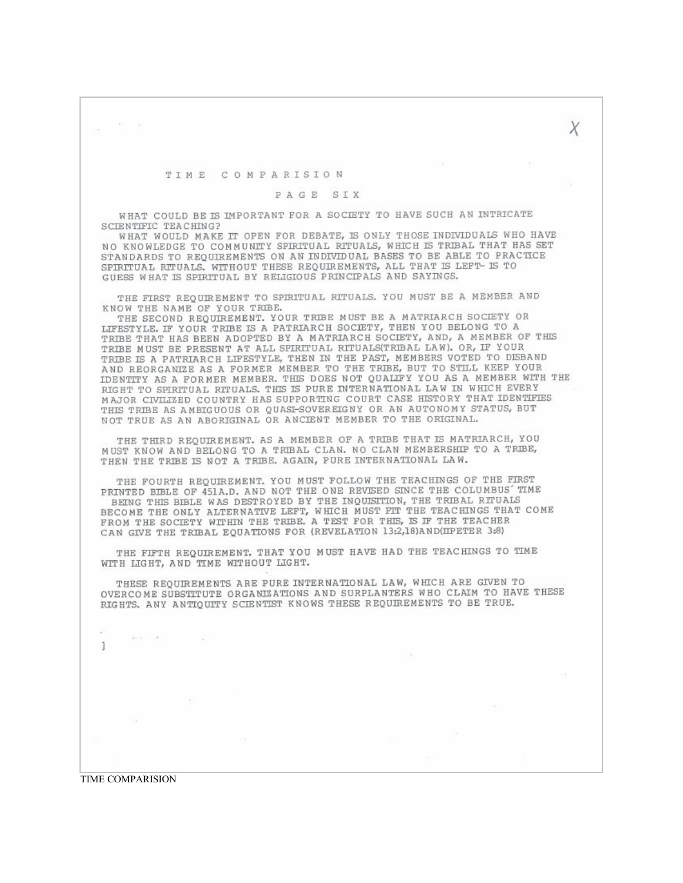X

# T I M E  C O M P A R I S I O N

## P A G E  S I X

WHAT COULD BE IS IMPORTANT FOR A SOCIETY TO HAVE SUCH AN INTRICATE SCIENTIFIC TEACHING?
WHAT WOULD MAKE IT OPEN FOR DEBATE, IS ONLY THOSE INDIVIDUALS WHO HAVE NO KNOWLEDGE TO COMMUNITY SPIRITUAL RITUALS, WHICH IS TRIBAL THAT HAS SET STANDARDS TO REQUIREMENTS ON AN INDIVIDUAL BASES TO BE ABLE TO PRACTICE SPIRITUAL RITUALS. WITHOUT THESE REQUIREMENTS, ALL THAT IS LEFT- IS TO GUESS WHAT IS SPIRITUAL BY RELIGIOUS PRINCIPALS AND SAYINGS.

THE FIRST REQUIREMENT TO SPIRITUAL RITUALS. YOU MUST BE A MEMBER AND KNOW THE NAME OF YOUR TRIBE.
THE SECOND REQUIREMENT. YOUR TRIBE MUST BE A MATRIARCH SOCIETY OR LIFESTYLE. IF YOUR TRIBE IS A PATRIARCH SOCIETY, THEN YOU BELONG TO A TRIBE THAT HAS BEEN ADOPTED BY A MATRIARCH SOCIETY, AND, A MEMBER OF THIS TRIBE MUST BE PRESENT AT ALL SPIRITUAL RITUALS(TRIBAL LAW). OR, IF YOUR TRIBE IS A PATRIARCH LIFESTYLE, THEN IN THE PAST, MEMBERS VOTED TO DISBAND AND REORGANIZE AS A FORMER MEMBER TO THE TRIBE, BUT TO STILL KEEP YOUR IDENTITY AS A FORMER MEMBER. THIS DOES NOT QUALIFY YOU AS A MEMBER WITH THE RIGHT TO SPIRITUAL RITUALS. THIS IS PURE INTERNATIONAL LAW IN WHICH EVERY MAJOR CIVILIZED COUNTRY HAS SUPPORTING COURT CASE HISTORY THAT IDENTIFIES THIS TRIBE AS AMBIGUOUS OR QUASI-SOVEREIGNY OR AN AUTONOMY STATUS, BUT NOT TRUE AS AN ABORIGINAL OR ANCIENT MEMBER TO THE ORIGINAL.

THE THIRD REQUIREMENT. AS A MEMBER OF A TRIBE THAT IS MATRIARCH, YOU MUST KNOW AND BELONG TO A TRIBAL CLAN. NO CLAN MEMBERSHIP TO A TRIBE, THEN THE TRIBE IS NOT A TRIBE. AGAIN, PURE INTERNATIONAL LAW.

THE FOURTH REQUIREMENT. YOU MUST FOLLOW THE TEACHINGS OF THE FIRST PRINTED BIBLE OF 451A.D. AND NOT THE ONE REVISED SINCE THE COLUMBUS' TIME BEING THIS BIBLE WAS DESTROYED BY THE INQUISITION, THE TRIBAL RITUALS BECOME THE ONLY ALTERNATIVE LEFT, WHICH MUST FIT THE TEACHINGS THAT COME FROM THE SOCIETY WITHIN THE TRIBE. A TEST FOR THIS, IS IF THE TEACHER CAN GIVE THE TRIBAL EQUATIONS FOR (REVELATION 13:2,18)AND(IIPETER 3:8)

THE FIFTH REQUIREMENT. THAT YOU MUST HAVE HAD THE TEACHINGS TO TIME WITH LIGHT, AND TIME WITHOUT LIGHT.

THESE REQUIREMENTS ARE PURE INTERNATIONAL LAW, WHICH ARE GIVEN TO OVERCOME SUBSTITUTE ORGANIZATIONS AND SURPLANTERS WHO CLAIM TO HAVE THESE RIGHTS. ANY ANTIQUITY SCIENTIST KNOWS THESE REQUIREMENTS TO BE TRUE.

]

TIME COMPARISION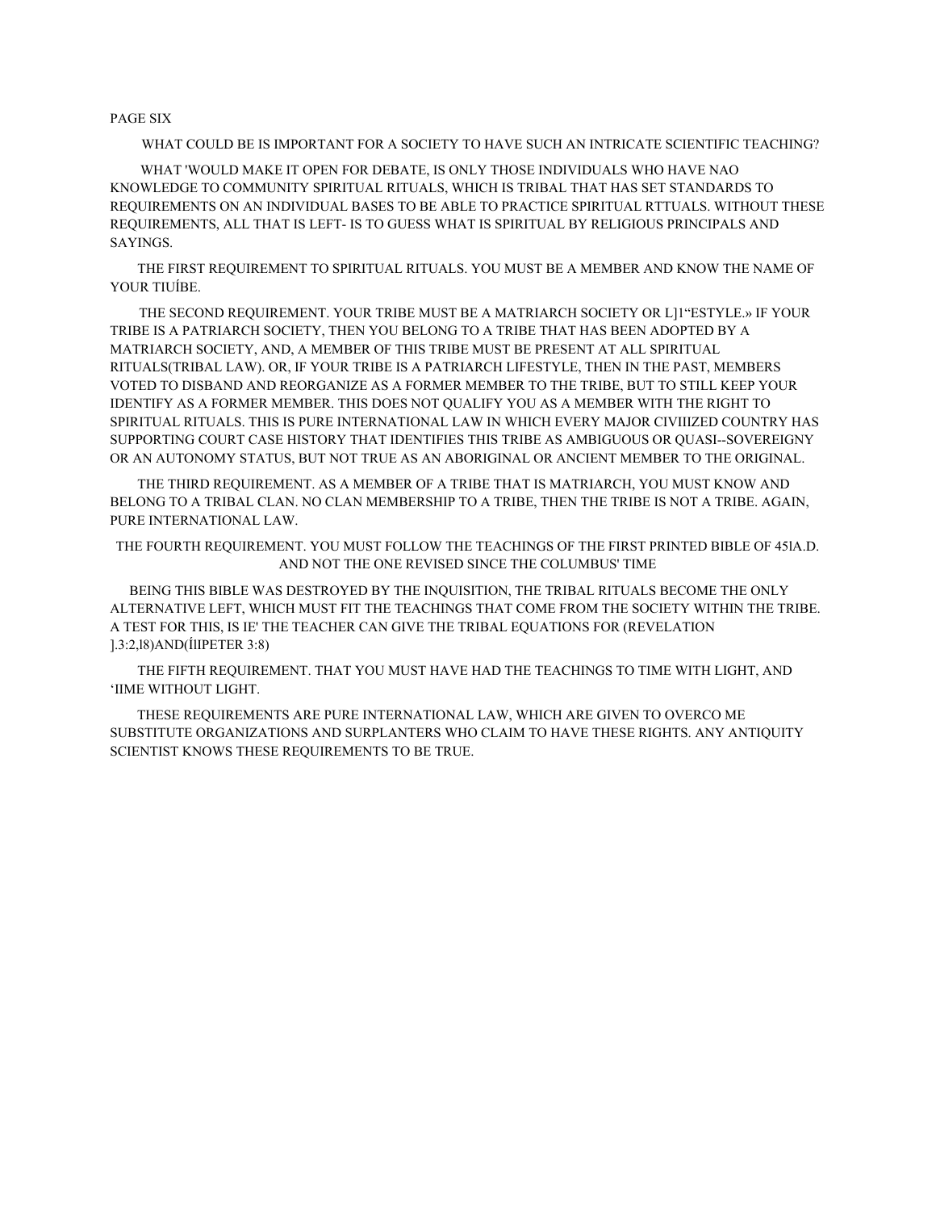PAGE SIX

WHAT COULD BE IS IMPORTANT FOR A SOCIETY TO HAVE SUCH AN INTRICATE SCIENTIFIC TEACHING?

WHAT 'WOULD MAKE IT OPEN FOR DEBATE, IS ONLY THOSE INDIVIDUALS WHO HAVE NAO KNOWLEDGE TO COMMUNITY SPIRITUAL RITUALS, WHICH IS TRIBAL THAT HAS SET STANDARDS TO REQUIREMENTS ON AN INDIVIDUAL BASES TO BE ABLE TO PRACTICE SPIRITUAL RTTUALS. WITHOUT THESE REQUIREMENTS, ALL THAT IS LEFT- IS TO GUESS WHAT IS SPIRITUAL BY RELIGIOUS PRINCIPALS AND SAYINGS.

THE FIRST REQUIREMENT TO SPIRITUAL RITUALS. YOU MUST BE A MEMBER AND KNOW THE NAME OF YOUR TIUÍBE.

THE SECOND REQUIREMENT. YOUR TRIBE MUST BE A MATRIARCH SOCIETY OR L]1"ESTYLE.» IF YOUR TRIBE IS A PATRIARCH SOCIETY, THEN YOU BELONG TO A TRIBE THAT HAS BEEN ADOPTED BY A MATRIARCH SOCIETY, AND, A MEMBER OF THIS TRIBE MUST BE PRESENT AT ALL SPIRITUAL RITUALS(TRIBAL LAW). OR, IF YOUR TRIBE IS A PATRIARCH LIFESTYLE, THEN IN THE PAST, MEMBERS VOTED TO DISBAND AND REORGANIZE AS A FORMER MEMBER TO THE TRIBE, BUT TO STILL KEEP YOUR IDENTIFY AS A FORMER MEMBER. THIS DOES NOT QUALIFY YOU AS A MEMBER WITH THE RIGHT TO SPIRITUAL RITUALS. THIS IS PURE INTERNATIONAL LAW IN WHICH EVERY MAJOR CIVIIIZED COUNTRY HAS SUPPORTING COURT CASE HISTORY THAT IDENTIFIES THIS TRIBE AS AMBIGUOUS OR QUASI--SOVEREIGNY OR AN AUTONOMY STATUS, BUT NOT TRUE AS AN ABORIGINAL OR ANCIENT MEMBER TO THE ORIGINAL.

THE THIRD REQUIREMENT. AS A MEMBER OF A TRIBE THAT IS MATRIARCH, YOU MUST KNOW AND BELONG TO A TRIBAL CLAN. NO CLAN MEMBERSHIP TO A TRIBE, THEN THE TRIBE IS NOT A TRIBE. AGAIN, PURE INTERNATIONAL LAW.

THE FOURTH REQUIREMENT. YOU MUST FOLLOW THE TEACHINGS OF THE FIRST PRINTED BIBLE OF 45lA.D. AND NOT THE ONE REVISED SINCE THE COLUMBUS' TIME

BEING THIS BIBLE WAS DESTROYED BY THE INQUISITION, THE TRIBAL RITUALS BECOME THE ONLY ALTERNATIVE LEFT, WHICH MUST FIT THE TEACHINGS THAT COME FROM THE SOCIETY WITHIN THE TRIBE. A TEST FOR THIS, IS IE' THE TEACHER CAN GIVE THE TRIBAL EQUATIONS FOR (REVELATION ].3:2,l8)AND(ÍIIPETER 3:8)

THE FIFTH REQUIREMENT. THAT YOU MUST HAVE HAD THE TEACHINGS TO TIME WITH LIGHT, AND 'IIME WITHOUT LIGHT.

THESE REQUIREMENTS ARE PURE INTERNATIONAL LAW, WHICH ARE GIVEN TO OVERCO ME SUBSTITUTE ORGANIZATIONS AND SURPLANTERS WHO CLAIM TO HAVE THESE RIGHTS. ANY ANTIQUITY SCIENTIST KNOWS THESE REQUIREMENTS TO BE TRUE.